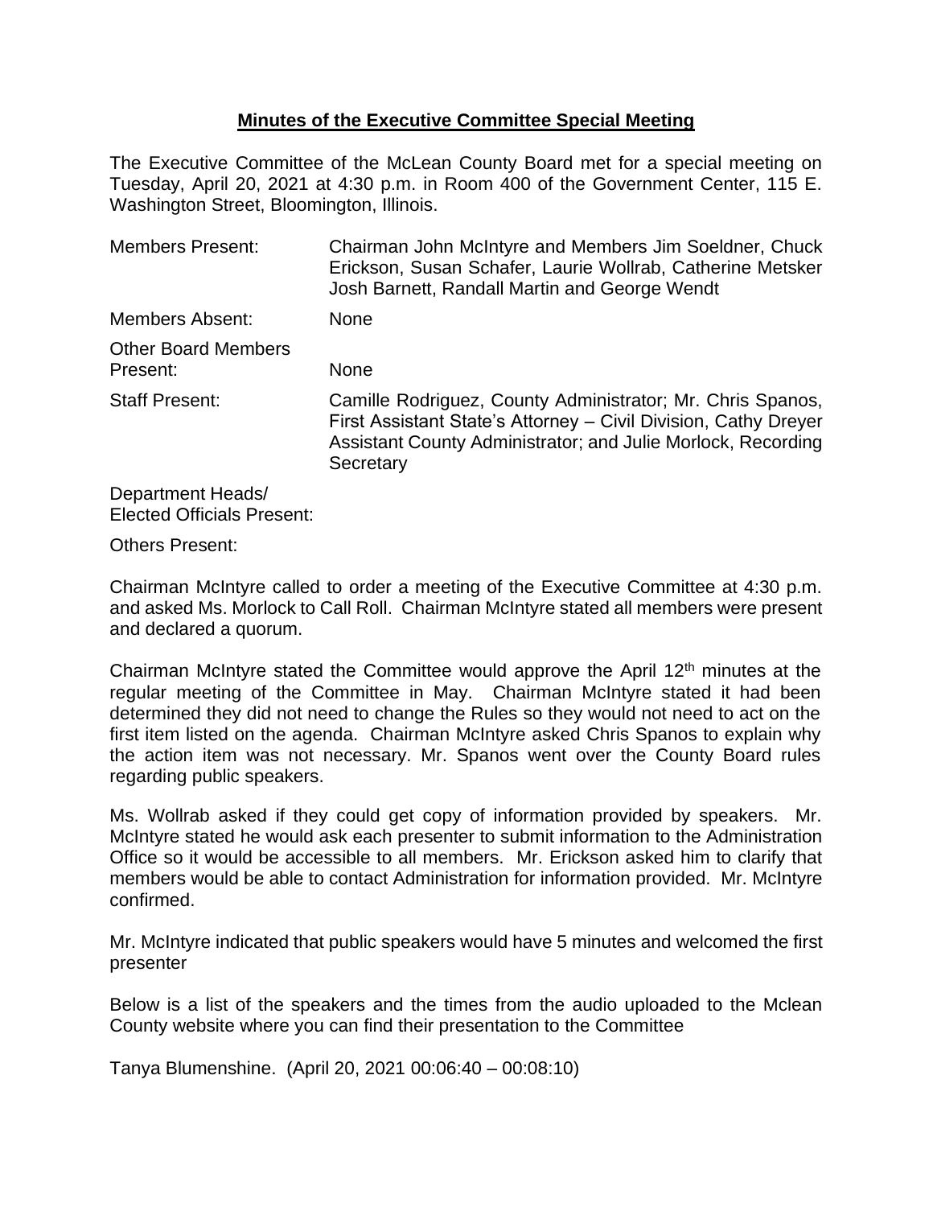**Minutes of the Executive Committee Special Meeting**

The Executive Committee of the McLean County Board met for a special meeting on Tuesday, April 20, 2021 at 4:30 p.m. in Room 400 of the Government Center, 115 E. Washington Street, Bloomington, Illinois.

| | |
|---|---|
| Members Present: | Chairman John McIntyre and Members Jim Soeldner, Chuck Erickson, Susan Schafer, Laurie Wollrab, Catherine Metsker Josh Barnett, Randall Martin and George Wendt |
| Members Absent: | None |
| Other Board Members Present: | None |
| Staff Present: | Camille Rodriguez, County Administrator; Mr. Chris Spanos, First Assistant State's Attorney – Civil Division, Cathy Dreyer Assistant County Administrator; and Julie Morlock, Recording Secretary |
| Department Heads/ Elected Officials Present: | |
| Others Present: | |

Chairman McIntyre called to order a meeting of the Executive Committee at 4:30 p.m. and asked Ms. Morlock to Call Roll. Chairman McIntyre stated all members were present and declared a quorum.

Chairman McIntyre stated the Committee would approve the April 12th minutes at the regular meeting of the Committee in May. Chairman McIntyre stated it had been determined they did not need to change the Rules so they would not need to act on the first item listed on the agenda. Chairman McIntyre asked Chris Spanos to explain why the action item was not necessary. Mr. Spanos went over the County Board rules regarding public speakers.

Ms. Wollrab asked if they could get copy of information provided by speakers. Mr. McIntyre stated he would ask each presenter to submit information to the Administration Office so it would be accessible to all members. Mr. Erickson asked him to clarify that members would be able to contact Administration for information provided. Mr. McIntyre confirmed.

Mr. McIntyre indicated that public speakers would have 5 minutes and welcomed the first presenter

Below is a list of the speakers and the times from the audio uploaded to the Mclean County website where you can find their presentation to the Committee

Tanya Blumenshine. (April 20, 2021 00:06:40 – 00:08:10)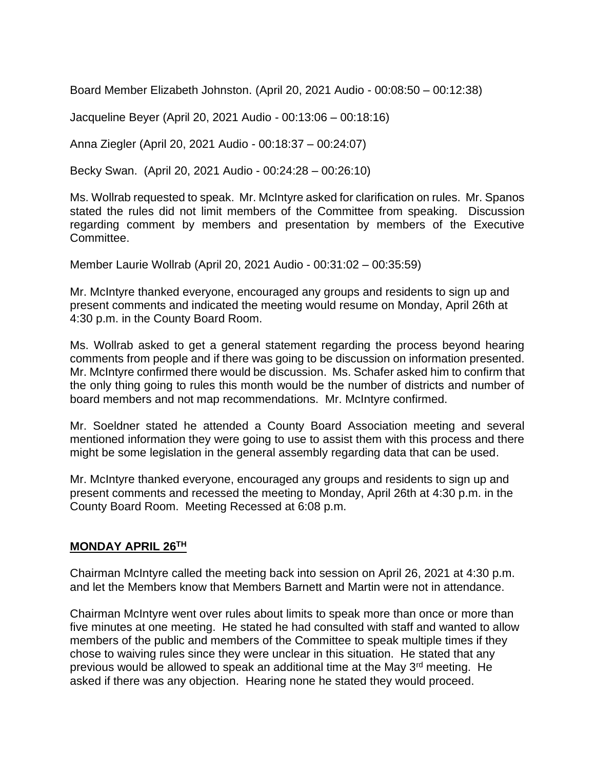Board Member Elizabeth Johnston. (April 20, 2021 Audio - 00:08:50 – 00:12:38)

Jacqueline Beyer (April 20, 2021 Audio - 00:13:06 – 00:18:16)

Anna Ziegler (April 20, 2021 Audio - 00:18:37 – 00:24:07)

Becky Swan. (April 20, 2021 Audio - 00:24:28 – 00:26:10)

Ms. Wollrab requested to speak. Mr. McIntyre asked for clarification on rules. Mr. Spanos stated the rules did not limit members of the Committee from speaking. Discussion regarding comment by members and presentation by members of the Executive Committee.

Member Laurie Wollrab (April 20, 2021 Audio - 00:31:02 – 00:35:59)

Mr. McIntyre thanked everyone, encouraged any groups and residents to sign up and present comments and indicated the meeting would resume on Monday, April 26th at 4:30 p.m. in the County Board Room.

Ms. Wollrab asked to get a general statement regarding the process beyond hearing comments from people and if there was going to be discussion on information presented. Mr. McIntyre confirmed there would be discussion. Ms. Schafer asked him to confirm that the only thing going to rules this month would be the number of districts and number of board members and not map recommendations. Mr. McIntyre confirmed.

Mr. Soeldner stated he attended a County Board Association meeting and several mentioned information they were going to use to assist them with this process and there might be some legislation in the general assembly regarding data that can be used.

Mr. McIntyre thanked everyone, encouraged any groups and residents to sign up and present comments and recessed the meeting to Monday, April 26th at 4:30 p.m. in the County Board Room. Meeting Recessed at 6:08 p.m.

**MONDAY APRIL 26TH**

Chairman McIntyre called the meeting back into session on April 26, 2021 at 4:30 p.m. and let the Members know that Members Barnett and Martin were not in attendance.

Chairman McIntyre went over rules about limits to speak more than once or more than five minutes at one meeting. He stated he had consulted with staff and wanted to allow members of the public and members of the Committee to speak multiple times if they chose to waiving rules since they were unclear in this situation. He stated that any previous would be allowed to speak an additional time at the May 3rd meeting. He asked if there was any objection. Hearing none he stated they would proceed.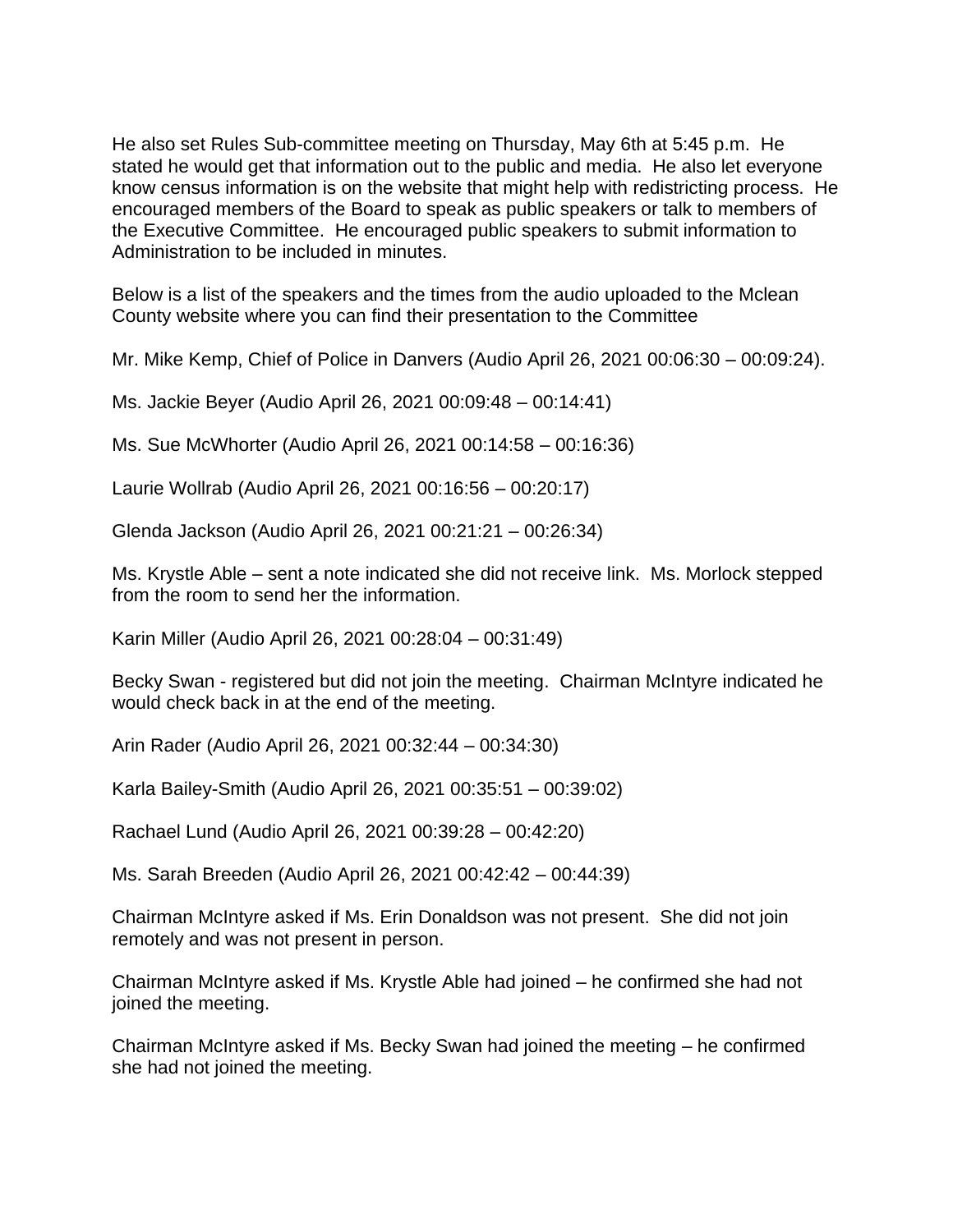He also set Rules Sub-committee meeting on Thursday, May 6th at 5:45 p.m. He stated he would get that information out to the public and media. He also let everyone know census information is on the website that might help with redistricting process. He encouraged members of the Board to speak as public speakers or talk to members of the Executive Committee. He encouraged public speakers to submit information to Administration to be included in minutes.

Below is a list of the speakers and the times from the audio uploaded to the Mclean County website where you can find their presentation to the Committee

Mr. Mike Kemp, Chief of Police in Danvers (Audio April 26, 2021 00:06:30 – 00:09:24).

Ms. Jackie Beyer (Audio April 26, 2021 00:09:48 – 00:14:41)

Ms. Sue McWhorter (Audio April 26, 2021 00:14:58 – 00:16:36)

Laurie Wollrab (Audio April 26, 2021 00:16:56 – 00:20:17)

Glenda Jackson (Audio April 26, 2021 00:21:21 – 00:26:34)

Ms. Krystle Able – sent a note indicated she did not receive link. Ms. Morlock stepped from the room to send her the information.

Karin Miller (Audio April 26, 2021 00:28:04 – 00:31:49)

Becky Swan - registered but did not join the meeting. Chairman McIntyre indicated he would check back in at the end of the meeting.

Arin Rader (Audio April 26, 2021 00:32:44 – 00:34:30)

Karla Bailey-Smith (Audio April 26, 2021 00:35:51 – 00:39:02)

Rachael Lund (Audio April 26, 2021 00:39:28 – 00:42:20)

Ms. Sarah Breeden (Audio April 26, 2021 00:42:42 – 00:44:39)

Chairman McIntyre asked if Ms. Erin Donaldson was not present. She did not join remotely and was not present in person.

Chairman McIntyre asked if Ms. Krystle Able had joined – he confirmed she had not joined the meeting.

Chairman McIntyre asked if Ms. Becky Swan had joined the meeting – he confirmed she had not joined the meeting.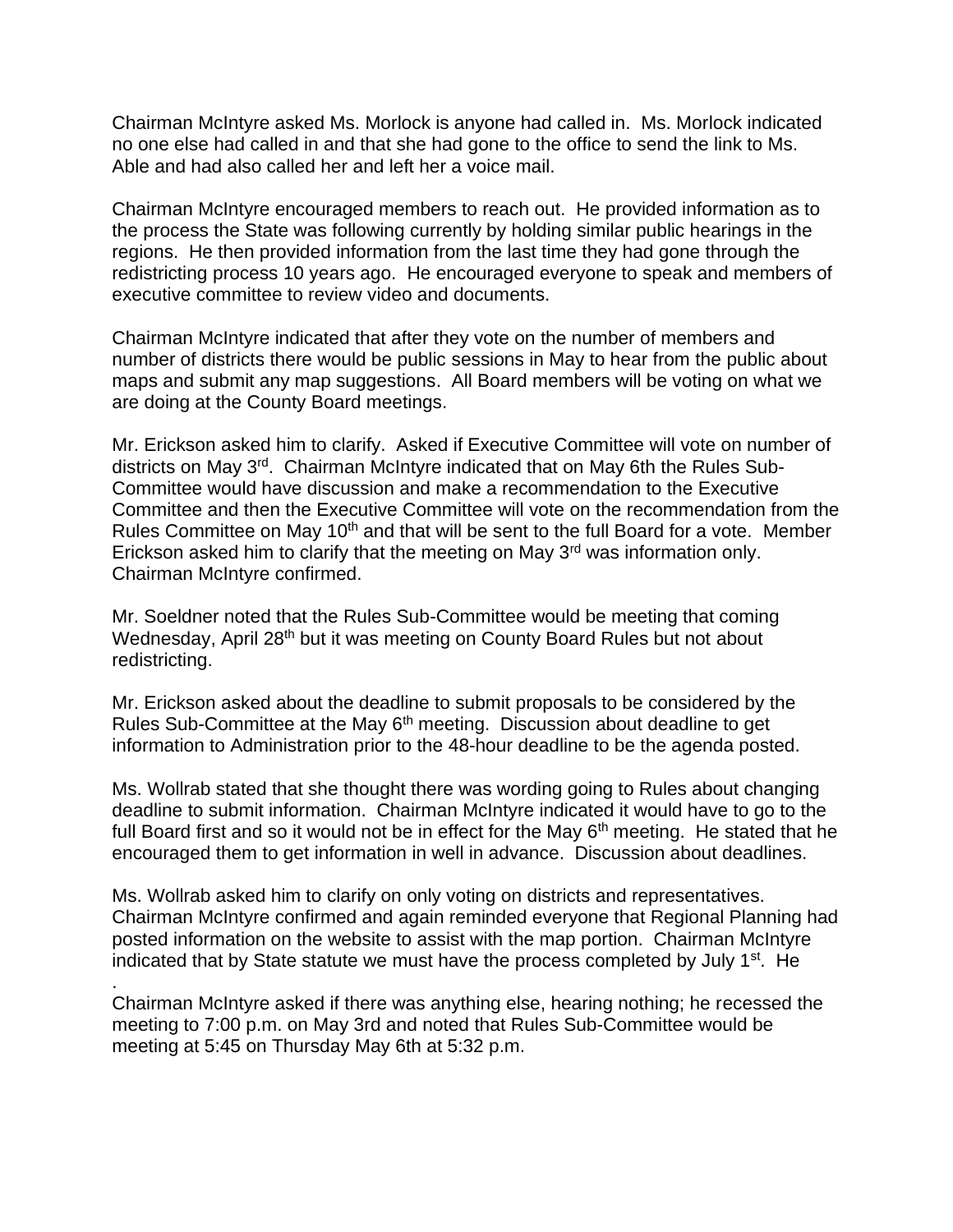Chairman McIntyre asked Ms. Morlock is anyone had called in. Ms. Morlock indicated no one else had called in and that she had gone to the office to send the link to Ms. Able and had also called her and left her a voice mail.

Chairman McIntyre encouraged members to reach out. He provided information as to the process the State was following currently by holding similar public hearings in the regions. He then provided information from the last time they had gone through the redistricting process 10 years ago. He encouraged everyone to speak and members of executive committee to review video and documents.

Chairman McIntyre indicated that after they vote on the number of members and number of districts there would be public sessions in May to hear from the public about maps and submit any map suggestions. All Board members will be voting on what we are doing at the County Board meetings.

Mr. Erickson asked him to clarify. Asked if Executive Committee will vote on number of districts on May 3rd. Chairman McIntyre indicated that on May 6th the Rules Sub-Committee would have discussion and make a recommendation to the Executive Committee and then the Executive Committee will vote on the recommendation from the Rules Committee on May 10th and that will be sent to the full Board for a vote. Member Erickson asked him to clarify that the meeting on May 3rd was information only. Chairman McIntyre confirmed.

Mr. Soeldner noted that the Rules Sub-Committee would be meeting that coming Wednesday, April 28th but it was meeting on County Board Rules but not about redistricting.

Mr. Erickson asked about the deadline to submit proposals to be considered by the Rules Sub-Committee at the May 6th meeting. Discussion about deadline to get information to Administration prior to the 48-hour deadline to be the agenda posted.

Ms. Wollrab stated that she thought there was wording going to Rules about changing deadline to submit information. Chairman McIntyre indicated it would have to go to the full Board first and so it would not be in effect for the May 6th meeting. He stated that he encouraged them to get information in well in advance. Discussion about deadlines.

Ms. Wollrab asked him to clarify on only voting on districts and representatives. Chairman McIntyre confirmed and again reminded everyone that Regional Planning had posted information on the website to assist with the map portion. Chairman McIntyre indicated that by State statute we must have the process completed by July 1st. He

.

Chairman McIntyre asked if there was anything else, hearing nothing; he recessed the meeting to 7:00 p.m. on May 3rd and noted that Rules Sub-Committee would be meeting at 5:45 on Thursday May 6th at 5:32 p.m.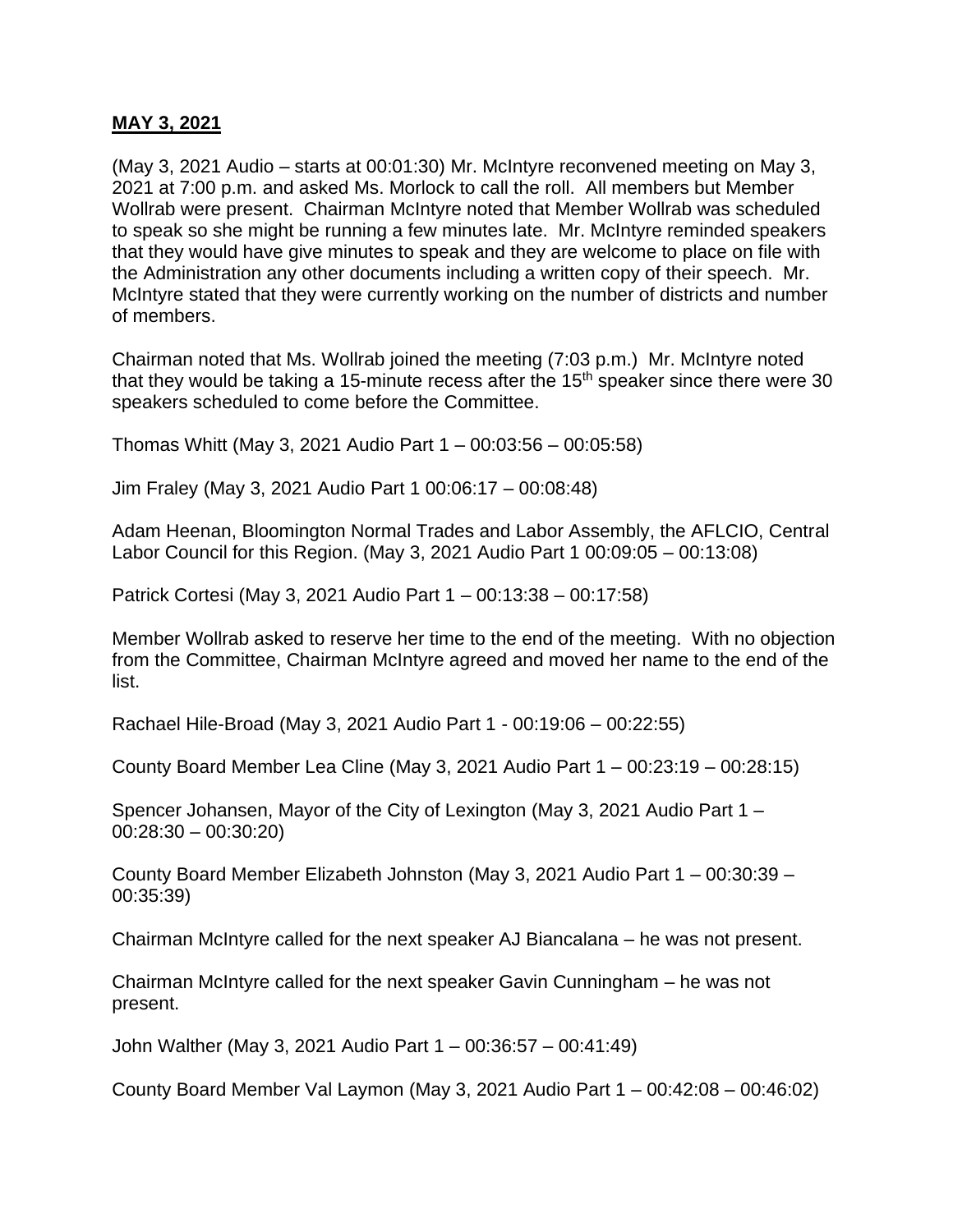**MAY 3, 2021**

(May 3, 2021 Audio – starts at 00:01:30) Mr. McIntyre reconvened meeting on May 3, 2021 at 7:00 p.m. and asked Ms. Morlock to call the roll. All members but Member Wollrab were present. Chairman McIntyre noted that Member Wollrab was scheduled to speak so she might be running a few minutes late. Mr. McIntyre reminded speakers that they would have give minutes to speak and they are welcome to place on file with the Administration any other documents including a written copy of their speech. Mr. McIntyre stated that they were currently working on the number of districts and number of members.

Chairman noted that Ms. Wollrab joined the meeting (7:03 p.m.) Mr. McIntyre noted that they would be taking a 15-minute recess after the 15th speaker since there were 30 speakers scheduled to come before the Committee.

Thomas Whitt (May 3, 2021 Audio Part 1 – 00:03:56 – 00:05:58)

Jim Fraley (May 3, 2021 Audio Part 1 00:06:17 – 00:08:48)

Adam Heenan, Bloomington Normal Trades and Labor Assembly, the AFLCIO, Central Labor Council for this Region. (May 3, 2021 Audio Part 1 00:09:05 – 00:13:08)

Patrick Cortesi (May 3, 2021 Audio Part 1 – 00:13:38 – 00:17:58)

Member Wollrab asked to reserve her time to the end of the meeting. With no objection from the Committee, Chairman McIntyre agreed and moved her name to the end of the list.

Rachael Hile-Broad (May 3, 2021 Audio Part 1 - 00:19:06 – 00:22:55)

County Board Member Lea Cline (May 3, 2021 Audio Part 1 – 00:23:19 – 00:28:15)

Spencer Johansen, Mayor of the City of Lexington (May 3, 2021 Audio Part 1 – 00:28:30 – 00:30:20)

County Board Member Elizabeth Johnston (May 3, 2021 Audio Part 1 – 00:30:39 – 00:35:39)

Chairman McIntyre called for the next speaker AJ Biancalana – he was not present.

Chairman McIntyre called for the next speaker Gavin Cunningham – he was not present.

John Walther (May 3, 2021 Audio Part 1 – 00:36:57 – 00:41:49)

County Board Member Val Laymon (May 3, 2021 Audio Part 1 – 00:42:08 – 00:46:02)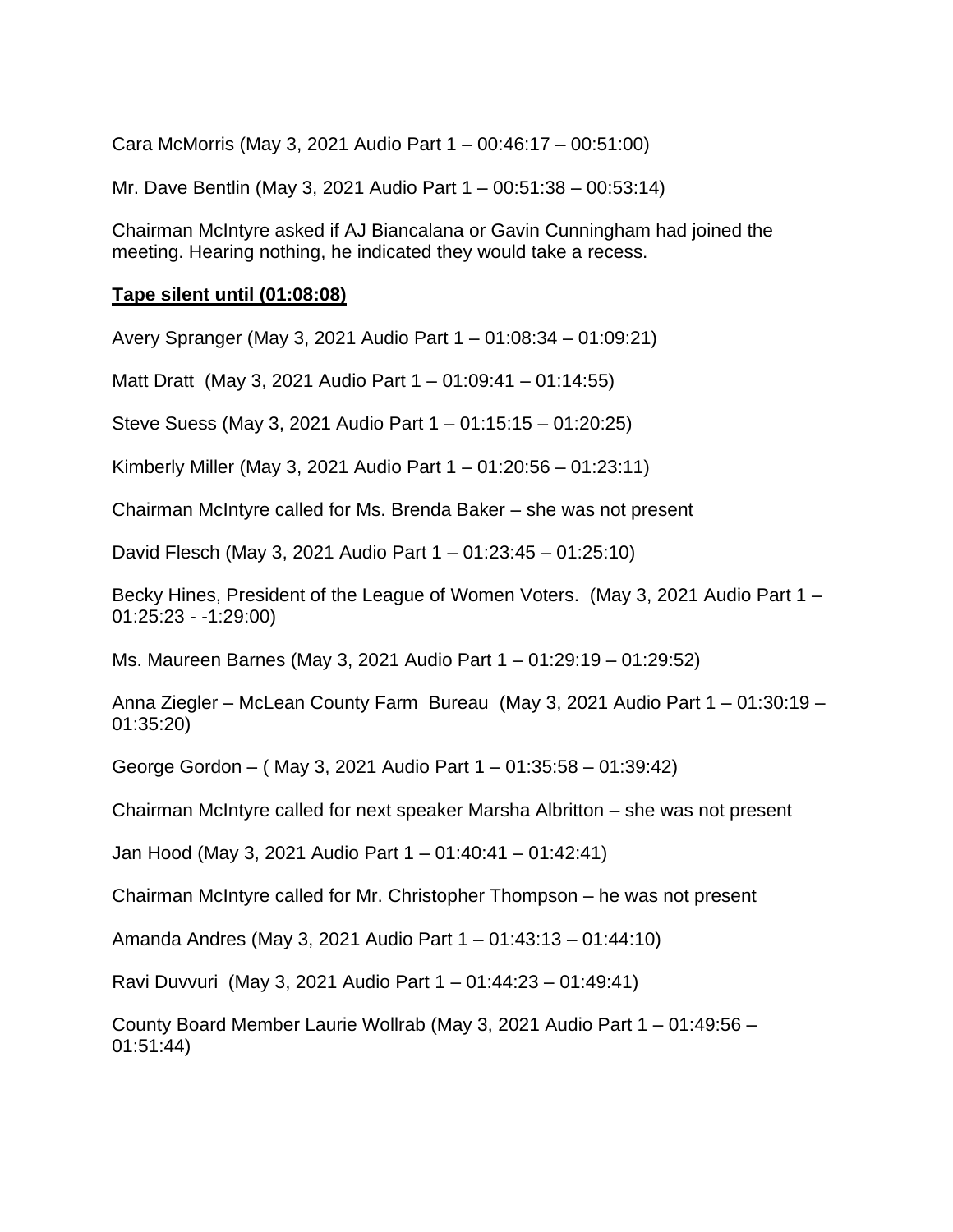Cara McMorris (May 3, 2021 Audio Part 1 – 00:46:17 – 00:51:00)

Mr. Dave Bentlin (May 3, 2021 Audio Part 1 – 00:51:38 – 00:53:14)

Chairman McIntyre asked if AJ Biancalana or Gavin Cunningham had joined the meeting. Hearing nothing, he indicated they would take a recess.

**Tape silent until (01:08:08)**

Avery Spranger (May 3, 2021 Audio Part 1 – 01:08:34 – 01:09:21)

Matt Dratt (May 3, 2021 Audio Part 1 – 01:09:41 – 01:14:55)

Steve Suess (May 3, 2021 Audio Part 1 – 01:15:15 – 01:20:25)

Kimberly Miller (May 3, 2021 Audio Part 1 – 01:20:56 – 01:23:11)

Chairman McIntyre called for Ms. Brenda Baker – she was not present

David Flesch (May 3, 2021 Audio Part 1 – 01:23:45 – 01:25:10)

Becky Hines, President of the League of Women Voters. (May 3, 2021 Audio Part 1 – 01:25:23 - -1:29:00)

Ms. Maureen Barnes (May 3, 2021 Audio Part 1 – 01:29:19 – 01:29:52)

Anna Ziegler – McLean County Farm Bureau (May 3, 2021 Audio Part 1 – 01:30:19 – 01:35:20)

George Gordon – ( May 3, 2021 Audio Part 1 – 01:35:58 – 01:39:42)

Chairman McIntyre called for next speaker Marsha Albritton – she was not present

Jan Hood (May 3, 2021 Audio Part 1 – 01:40:41 – 01:42:41)

Chairman McIntyre called for Mr. Christopher Thompson – he was not present

Amanda Andres (May 3, 2021 Audio Part 1 – 01:43:13 – 01:44:10)

Ravi Duvvuri (May 3, 2021 Audio Part 1 – 01:44:23 – 01:49:41)

County Board Member Laurie Wollrab (May 3, 2021 Audio Part 1 – 01:49:56 – 01:51:44)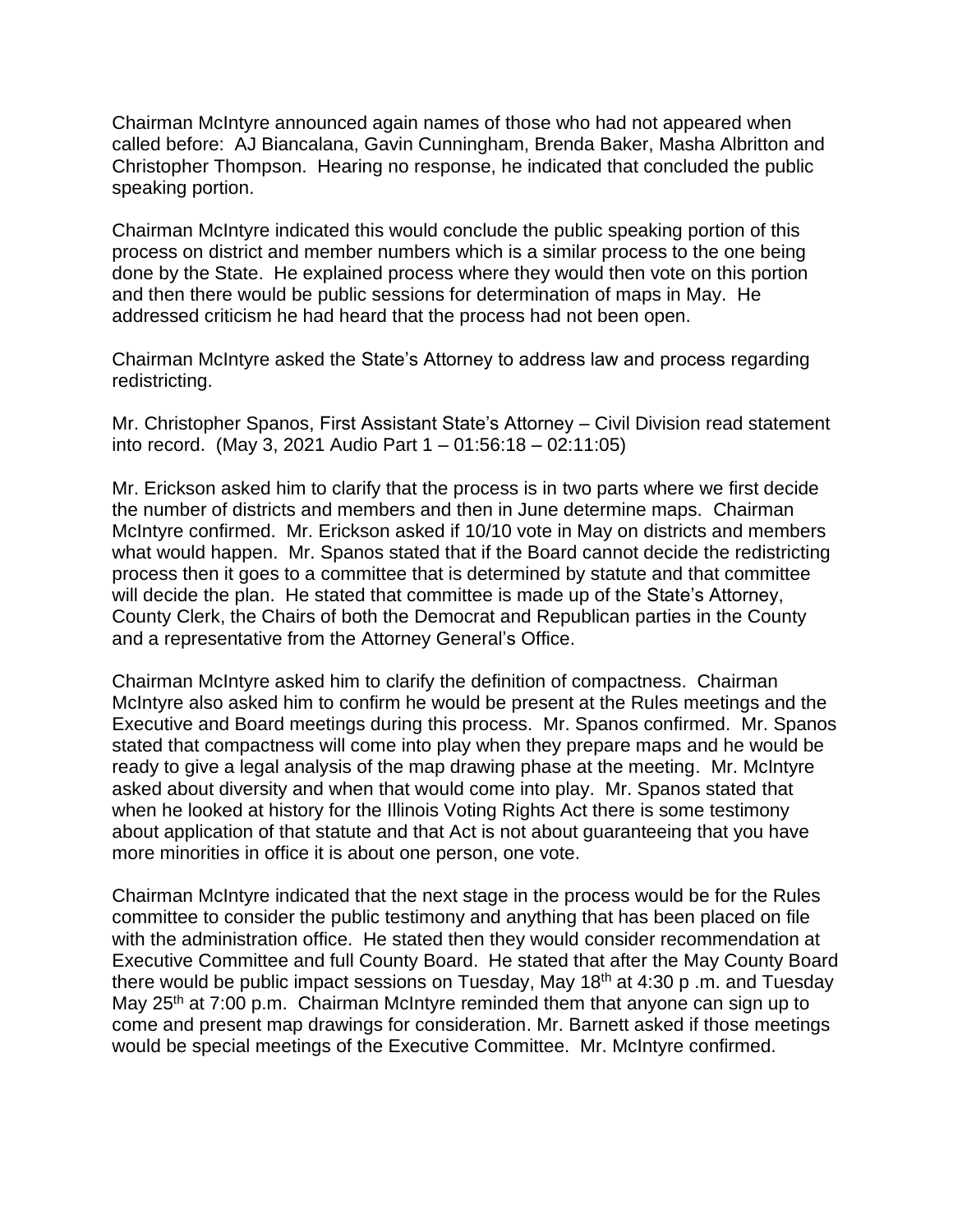Chairman McIntyre announced again names of those who had not appeared when called before: AJ Biancalana, Gavin Cunningham, Brenda Baker, Masha Albritton and Christopher Thompson. Hearing no response, he indicated that concluded the public speaking portion.

Chairman McIntyre indicated this would conclude the public speaking portion of this process on district and member numbers which is a similar process to the one being done by the State. He explained process where they would then vote on this portion and then there would be public sessions for determination of maps in May. He addressed criticism he had heard that the process had not been open.

Chairman McIntyre asked the State's Attorney to address law and process regarding redistricting.

Mr. Christopher Spanos, First Assistant State's Attorney – Civil Division read statement into record. (May 3, 2021 Audio Part 1 – 01:56:18 – 02:11:05)

Mr. Erickson asked him to clarify that the process is in two parts where we first decide the number of districts and members and then in June determine maps. Chairman McIntyre confirmed. Mr. Erickson asked if 10/10 vote in May on districts and members what would happen. Mr. Spanos stated that if the Board cannot decide the redistricting process then it goes to a committee that is determined by statute and that committee will decide the plan. He stated that committee is made up of the State's Attorney, County Clerk, the Chairs of both the Democrat and Republican parties in the County and a representative from the Attorney General's Office.

Chairman McIntyre asked him to clarify the definition of compactness. Chairman McIntyre also asked him to confirm he would be present at the Rules meetings and the Executive and Board meetings during this process. Mr. Spanos confirmed. Mr. Spanos stated that compactness will come into play when they prepare maps and he would be ready to give a legal analysis of the map drawing phase at the meeting. Mr. McIntyre asked about diversity and when that would come into play. Mr. Spanos stated that when he looked at history for the Illinois Voting Rights Act there is some testimony about application of that statute and that Act is not about guaranteeing that you have more minorities in office it is about one person, one vote.

Chairman McIntyre indicated that the next stage in the process would be for the Rules committee to consider the public testimony and anything that has been placed on file with the administration office. He stated then they would consider recommendation at Executive Committee and full County Board. He stated that after the May County Board there would be public impact sessions on Tuesday, May 18th at 4:30 p .m. and Tuesday May 25th at 7:00 p.m. Chairman McIntyre reminded them that anyone can sign up to come and present map drawings for consideration. Mr. Barnett asked if those meetings would be special meetings of the Executive Committee. Mr. McIntyre confirmed.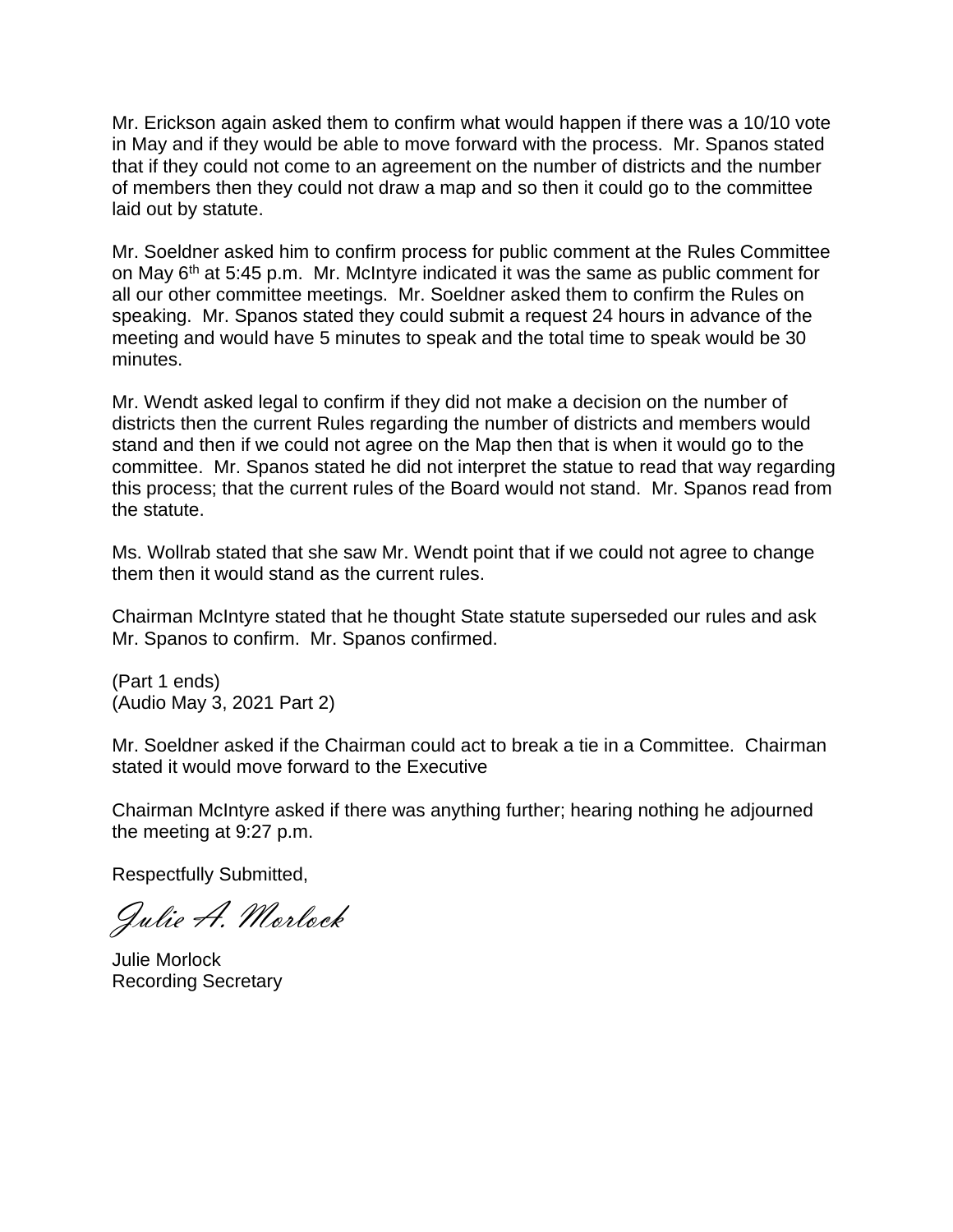Mr. Erickson again asked them to confirm what would happen if there was a 10/10 vote in May and if they would be able to move forward with the process. Mr. Spanos stated that if they could not come to an agreement on the number of districts and the number of members then they could not draw a map and so then it could go to the committee laid out by statute.

Mr. Soeldner asked him to confirm process for public comment at the Rules Committee on May 6th at 5:45 p.m. Mr. McIntyre indicated it was the same as public comment for all our other committee meetings. Mr. Soeldner asked them to confirm the Rules on speaking. Mr. Spanos stated they could submit a request 24 hours in advance of the meeting and would have 5 minutes to speak and the total time to speak would be 30 minutes.

Mr. Wendt asked legal to confirm if they did not make a decision on the number of districts then the current Rules regarding the number of districts and members would stand and then if we could not agree on the Map then that is when it would go to the committee. Mr. Spanos stated he did not interpret the statue to read that way regarding this process; that the current rules of the Board would not stand. Mr. Spanos read from the statute.

Ms. Wollrab stated that she saw Mr. Wendt point that if we could not agree to change them then it would stand as the current rules.

Chairman McIntyre stated that he thought State statute superseded our rules and ask Mr. Spanos to confirm. Mr. Spanos confirmed.

(Part 1 ends)
(Audio May 3, 2021 Part 2)

Mr. Soeldner asked if the Chairman could act to break a tie in a Committee. Chairman stated it would move forward to the Executive

Chairman McIntyre asked if there was anything further; hearing nothing he adjourned the meeting at 9:27 p.m.

Respectfully Submitted,

*Julie A. Morlock*

Julie Morlock
Recording Secretary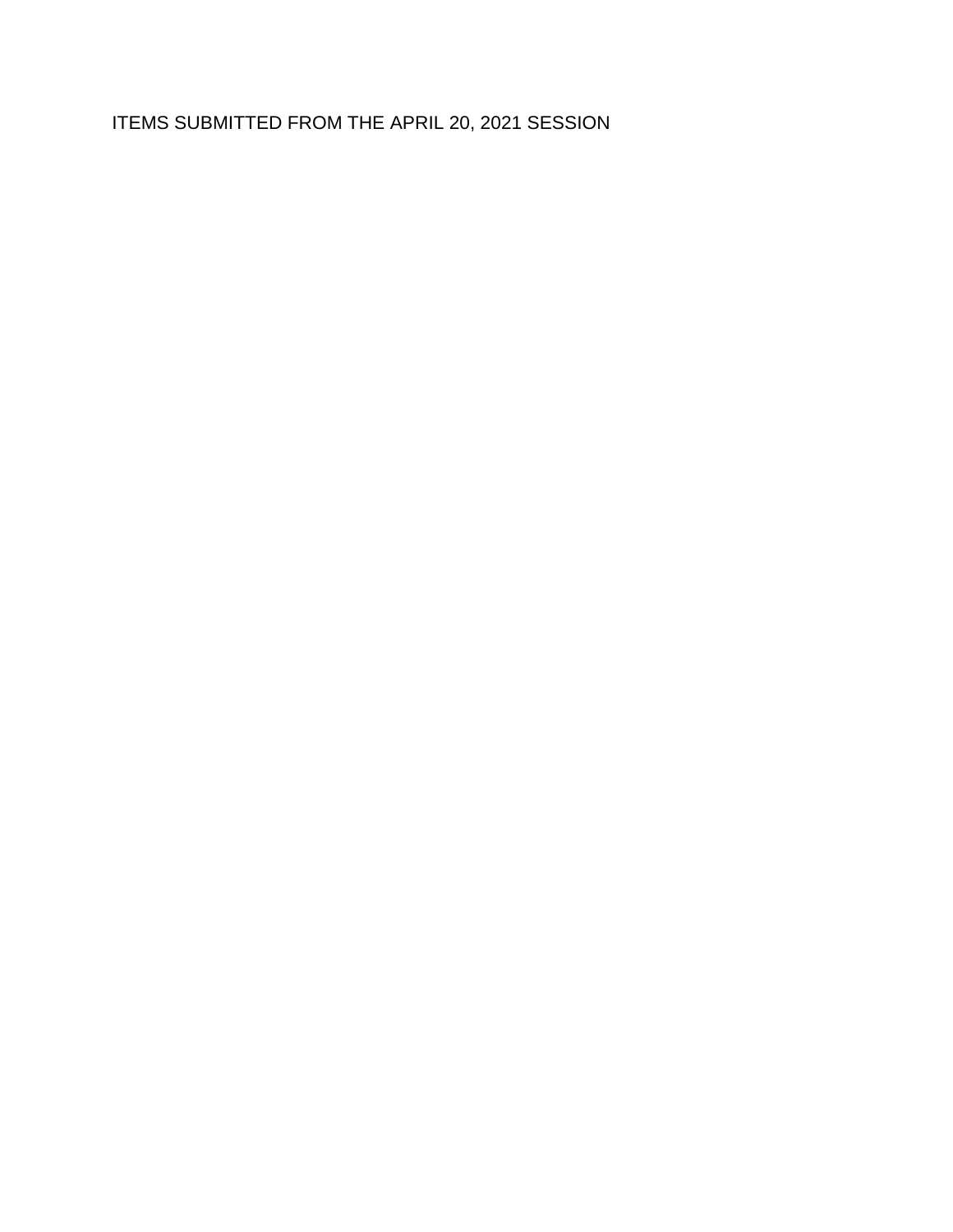ITEMS SUBMITTED FROM THE APRIL 20, 2021 SESSION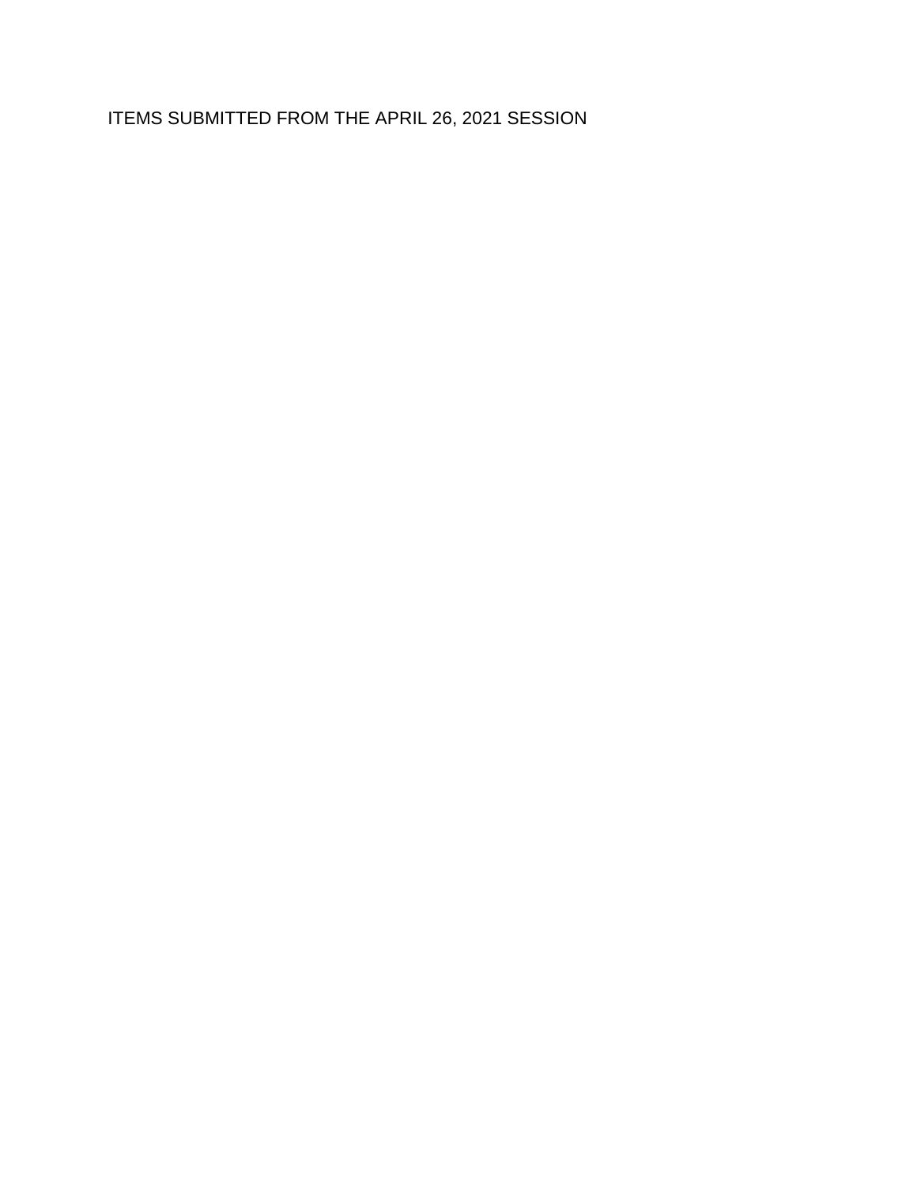ITEMS SUBMITTED FROM THE APRIL 26, 2021 SESSION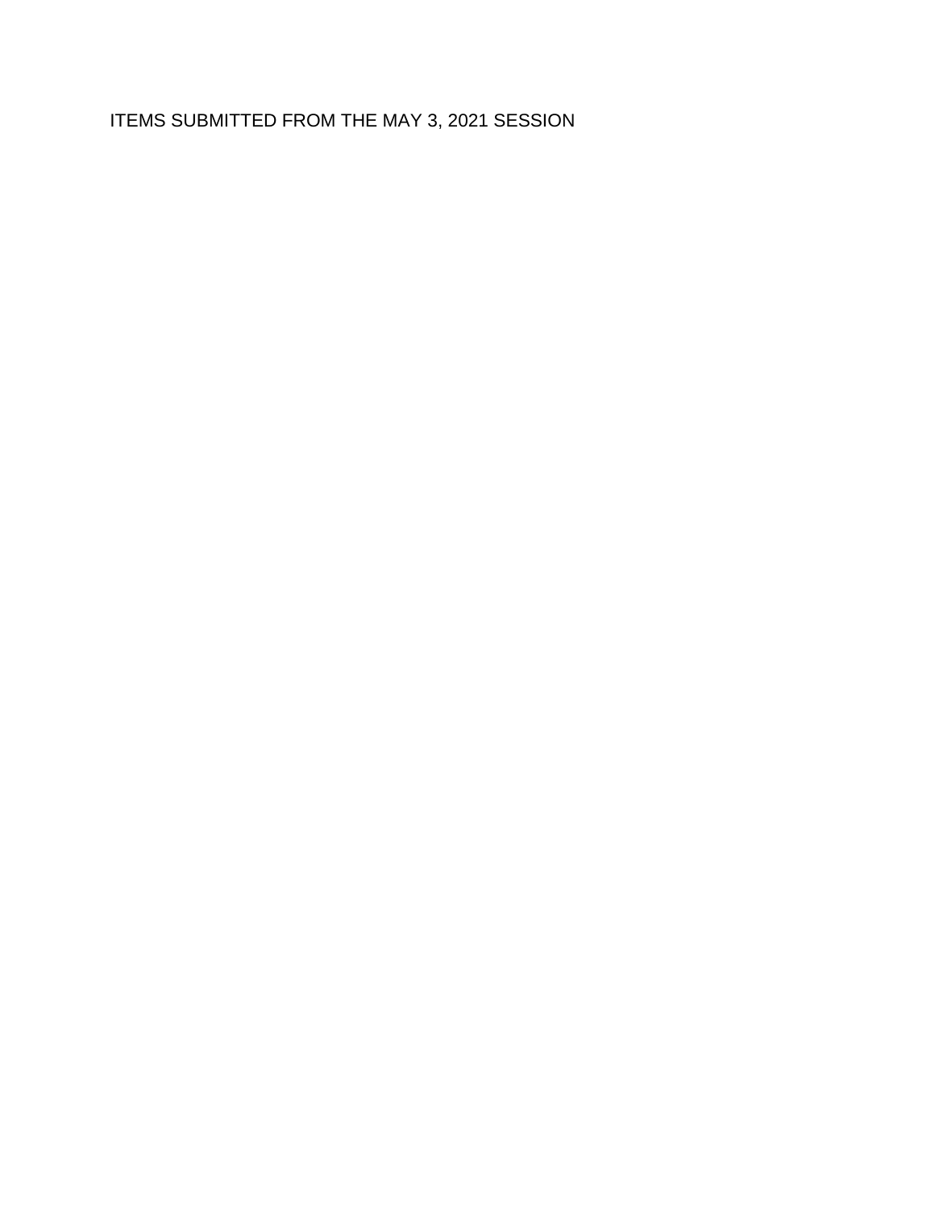ITEMS SUBMITTED FROM THE MAY 3, 2021 SESSION